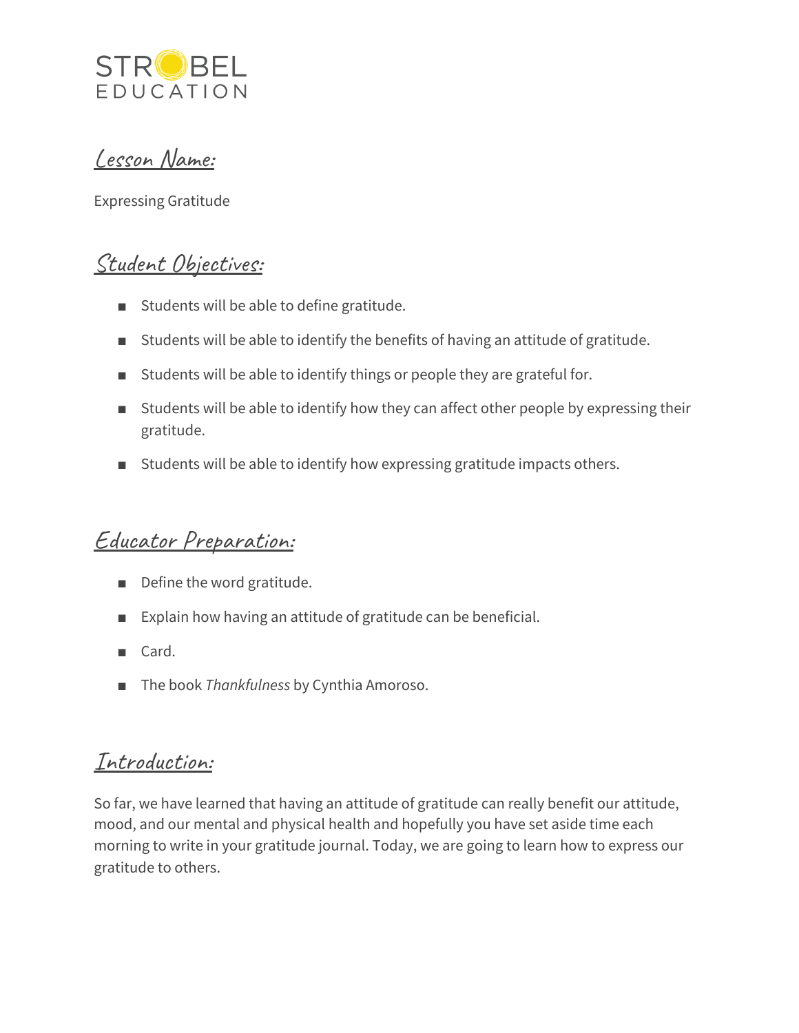STROBEL EDUCATION

## Lesson Name:

Expressing Gratitude

## Student Objectives:

- Students will be able to define gratitude.
- Students will be able to identify the benefits of having an attitude of gratitude.
- Students will be able to identify things or people they are grateful for.
- Students will be able to identify how they can affect other people by expressing their gratitude.
- Students will be able to identify how expressing gratitude impacts others.

## Educator Preparation:

- Define the word gratitude.
- Explain how having an attitude of gratitude can be beneficial.
- Card.
- The book *Thankfulness* by Cynthia Amoroso.

## Introduction:

So far, we have learned that having an attitude of gratitude can really benefit our attitude, mood, and our mental and physical health and hopefully you have set aside time each morning to write in your gratitude journal. Today, we are going to learn how to express our gratitude to others.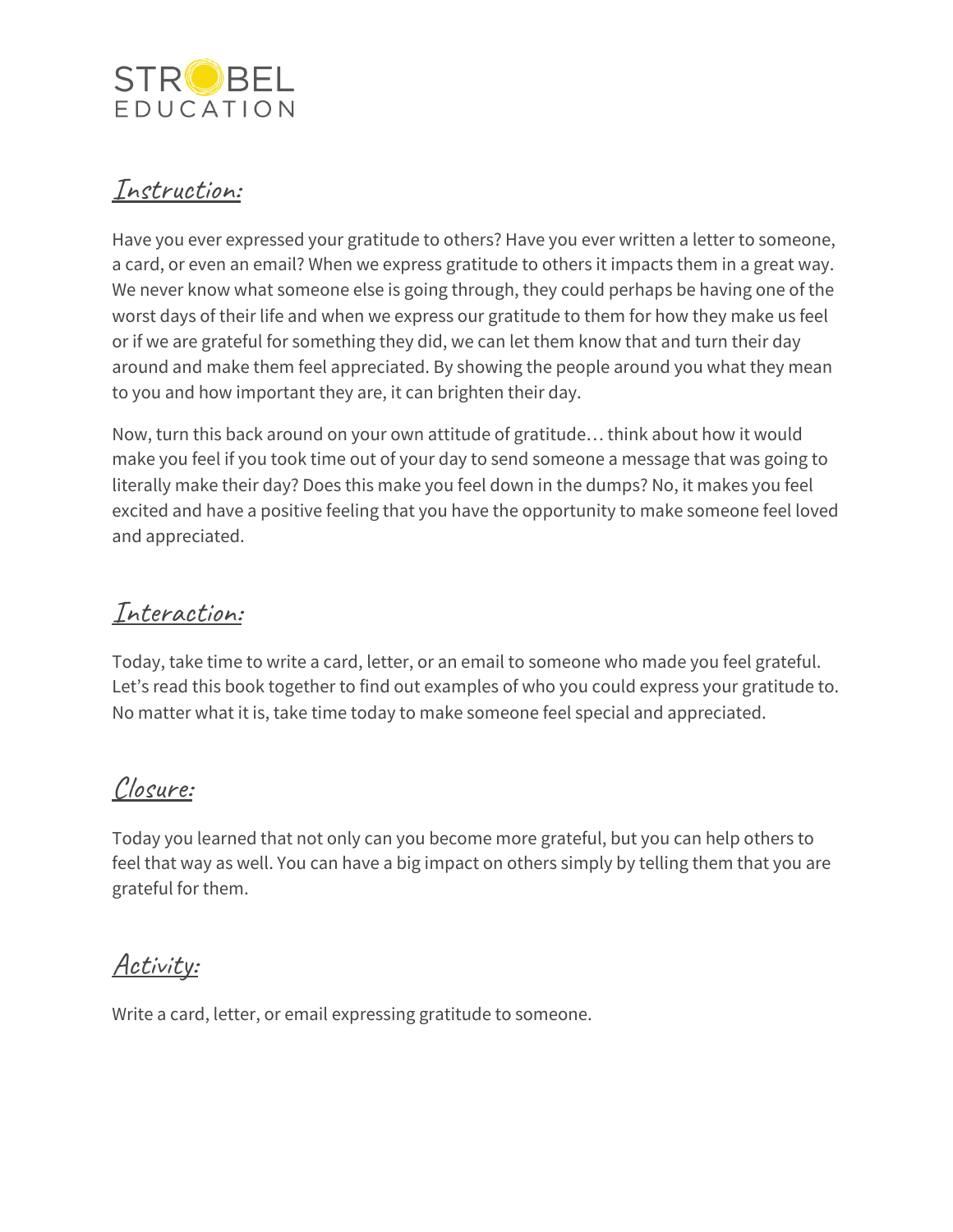STROBEL EDUCATION

## Instruction:

Have you ever expressed your gratitude to others? Have you ever written a letter to someone, a card, or even an email? When we express gratitude to others it impacts them in a great way. We never know what someone else is going through, they could perhaps be having one of the worst days of their life and when we express our gratitude to them for how they make us feel or if we are grateful for something they did, we can let them know that and turn their day around and make them feel appreciated. By showing the people around you what they mean to you and how important they are, it can brighten their day.

Now, turn this back around on your own attitude of gratitude… think about how it would make you feel if you took time out of your day to send someone a message that was going to literally make their day? Does this make you feel down in the dumps? No, it makes you feel excited and have a positive feeling that you have the opportunity to make someone feel loved and appreciated.

## Interaction:

Today, take time to write a card, letter, or an email to someone who made you feel grateful. Let's read this book together to find out examples of who you could express your gratitude to. No matter what it is, take time today to make someone feel special and appreciated.

## Closure:

Today you learned that not only can you become more grateful, but you can help others to feel that way as well. You can have a big impact on others simply by telling them that you are grateful for them.

## Activity:

Write a card, letter, or email expressing gratitude to someone.